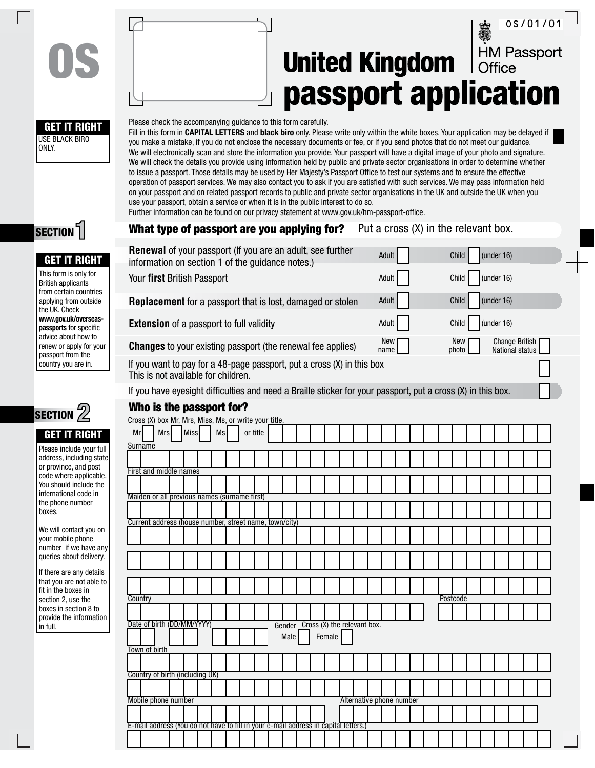OS

OS/01/01

# United Kingdom passport application

HM Passport Office

**GET IT RIGHT**
USE BLACK BIRO ONLY.

Please check the accompanying guidance to this form carefully.
Fill in this form in **CAPITAL LETTERS** and **black biro** only. Please write only within the white boxes. Your application may be delayed if you make a mistake, if you do not enclose the necessary documents or fee, or if you send photos that do not meet our guidance.
We will electronically scan and store the information you provide. Your passport will have a digital image of your photo and signature.
We will check the details you provide using information held by public and private sector organisations in order to determine whether to issue a passport. Those details may be used by Her Majesty's Passport Office to test our systems and to ensure the effective operation of passport services. We may also contact you to ask if you are satisfied with such services. We may pass information held on your passport and on related passport records to public and private sector organisations in the UK and outside the UK when you use your passport, obtain a service or when it is in the public interest to do so.
Further information can be found on our privacy statement at www.gov.uk/hm-passport-office.

## SECTION 1

**GET IT RIGHT**
This form is only for British applicants from certain countries applying from outside the UK. Check **www.gov.uk/overseas-passports** for specific advice about how to renew or apply for your passport from the country you are in.

### What type of passport are you applying for? Put a cross (X) in the relevant box.

| | | |
|---|---|---|
| **Renewal** of your passport (If you are an adult, see further information on section 1 of the guidance notes.) | Adult ☐ | Child ☐ (under 16) |
| Your **first** British Passport | Adult ☐ | Child ☐ (under 16) |
| **Replacement** for a passport that is lost, damaged or stolen | Adult ☐ | Child ☐ (under 16) |
| **Extension** of a passport to full validity | Adult ☐ | Child ☐ (under 16) |
| **Changes** to your existing passport (the renewal fee applies) | New name ☐ | New photo ☐ Change British National status ☐ |

If you want to pay for a 48-page passport, put a cross (X) in this box ☐
This is not available for children.

If you have eyesight difficulties and need a Braille sticker for your passport, put a cross (X) in this box. ☐

## SECTION 2

**GET IT RIGHT**
Please include your full address, including state or province, and post code where applicable. You should include the international code in the phone number boxes.

We will contact you on your mobile phone number if we have any queries about delivery.

If there are any details that you are not able to fit in the boxes in section 2, use the boxes in section 8 to provide the information in full.

### Who is the passport for?

Cross (X) box Mr, Mrs, Miss, Ms, or write your title.
Mr ☐ Mrs ☐ Miss ☐ Ms ☐ or title

Surname

First and middle names

Maiden or all previous names (surname first)

Current address (house number, street name, town/city)

Country

Postcode

Date of birth (DD/MM/YYYY)

Gender Cross (X) the relevant box.
Male ☐ Female ☐

Town of birth

Country of birth (including UK)

Mobile phone number

Alternative phone number

E-mail address (You do not have to fill in your e-mail address in capital letters.)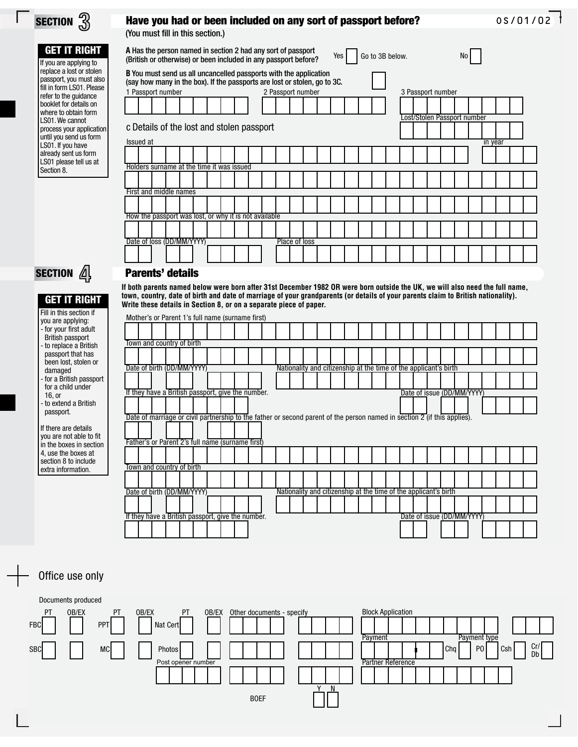## SECTION 3

### Have you had or been included on any sort of passport before?

(You must fill in this section.)

**GET IT RIGHT**

If you are applying to replace a lost or stolen passport, you must also fill in form LS01. Please refer to the guidance booklet for details on where to obtain form LS01. We cannot process your application until you send us form LS01. If you have already sent us form LS01 please tell us at Section 8.

**A** Has the person named in section 2 had any sort of passport (British or otherwise) or been included in any passport before? Yes ☐ Go to 3B below. No ☐

**B** You must send us all uncancelled passports with the application (say how many in the box). If the passports are lost or stolen, go to 3C. ☐

1 Passport number

2 Passport number

3 Passport number

Lost/Stolen Passport number

c Details of the lost and stolen passport

Issued at

in year

Holders surname at the time it was issued

First and middle names

How the passport was lost, or why it is not available

Date of loss (DD/MM/YYYY)

Place of loss

## SECTION 4

### Parents' details

**If both parents named below were born after 31st December 1982 OR were born outside the UK, we will also need the full name, town, country, date of birth and date of marriage of your grandparents (or details of your parents claim to British nationality). Write these details in Section 8, or on a separate piece of paper.**

**GET IT RIGHT**

Fill in this section if you are applying:
- for your first adult British passport
- to replace a British passport that has been lost, stolen or damaged
- for a British passport for a child under 16, or
- to extend a British passport.

If there are details you are not able to fit in the boxes in section 4, use the boxes at section 8 to include extra information.

Mother's or Parent 1's full name (surname first)

Town and country of birth

Date of birth (DD/MM/YYYY)

Nationality and citizenship at the time of the applicant's birth

If they have a British passport, give the number.

Date of issue (DD/MM/YYYY)

Date of marriage or civil partnership to the father or second parent of the person named in section 2 (if this applies).

Father's or Parent 2's full name (surname first)

Town and country of birth

Date of birth (DD/MM/YYYY)

Nationality and citizenship at the time of the applicant's birth

If they have a British passport, give the number.

Date of issue (DD/MM/YYYY)

---

Office use only

Documents produced

| | PT | OB/EX | | PT | OB/EX | | PT | OB/EX |
|---|---|---|---|---|---|---|---|---|
| FBC | | | PPT | | | Nat Cert | | |
| SBC | | | MC | | | Photos | | |

Other documents - specify

Post opener number

Block Application

Payment

Payment type: Chq ☐ PO ☐ Csh ☐ Cr/Db ☐

Partner Reference

BOEF Y ☐ N ☐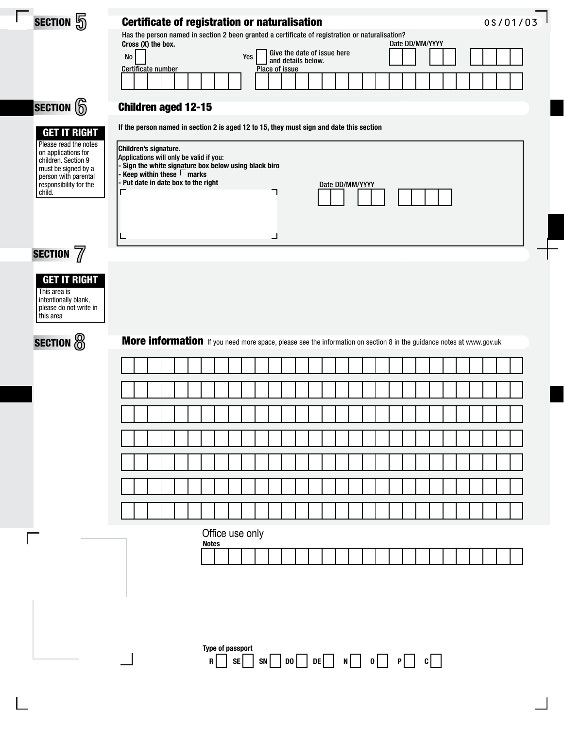## SECTION 5

### Certificate of registration or naturalisation

05/01/03

Has the person named in section 2 been granted a certificate of registration or naturalisation?

**Cross (X) the box.**

No ☐ Yes ☐ Give the date of issue here and details below.

Date DD/MM/YYYY

Certificate number

Place of issue

## SECTION 6

### Children aged 12-15

**GET IT RIGHT**

Please read the notes on applications for children. Section 9 must be signed by a person with parental responsibility for the child.

**If the person named in section 2 is aged 12 to 15, they must sign and date this section**

**Children's signature.**
**Applications will only be valid if you:**
**- Sign the white signature box below using black biro**
**- Keep within these ⌜ marks**
**- Put date in date box to the right**

Date DD/MM/YYYY

## SECTION 7

**GET IT RIGHT**

This area is intentionally blank, please do not write in this area

## SECTION 8

### More information

If you need more space, please see the information on section 8 in the guidance notes at www.gov.uk

Office use only

**Notes**

**Type of passport**

**R** ☐ **SE** ☐ **SN** ☐ **DO** ☐ **DE** ☐ **N** ☐ **O** ☐ **P** ☐ **C** ☐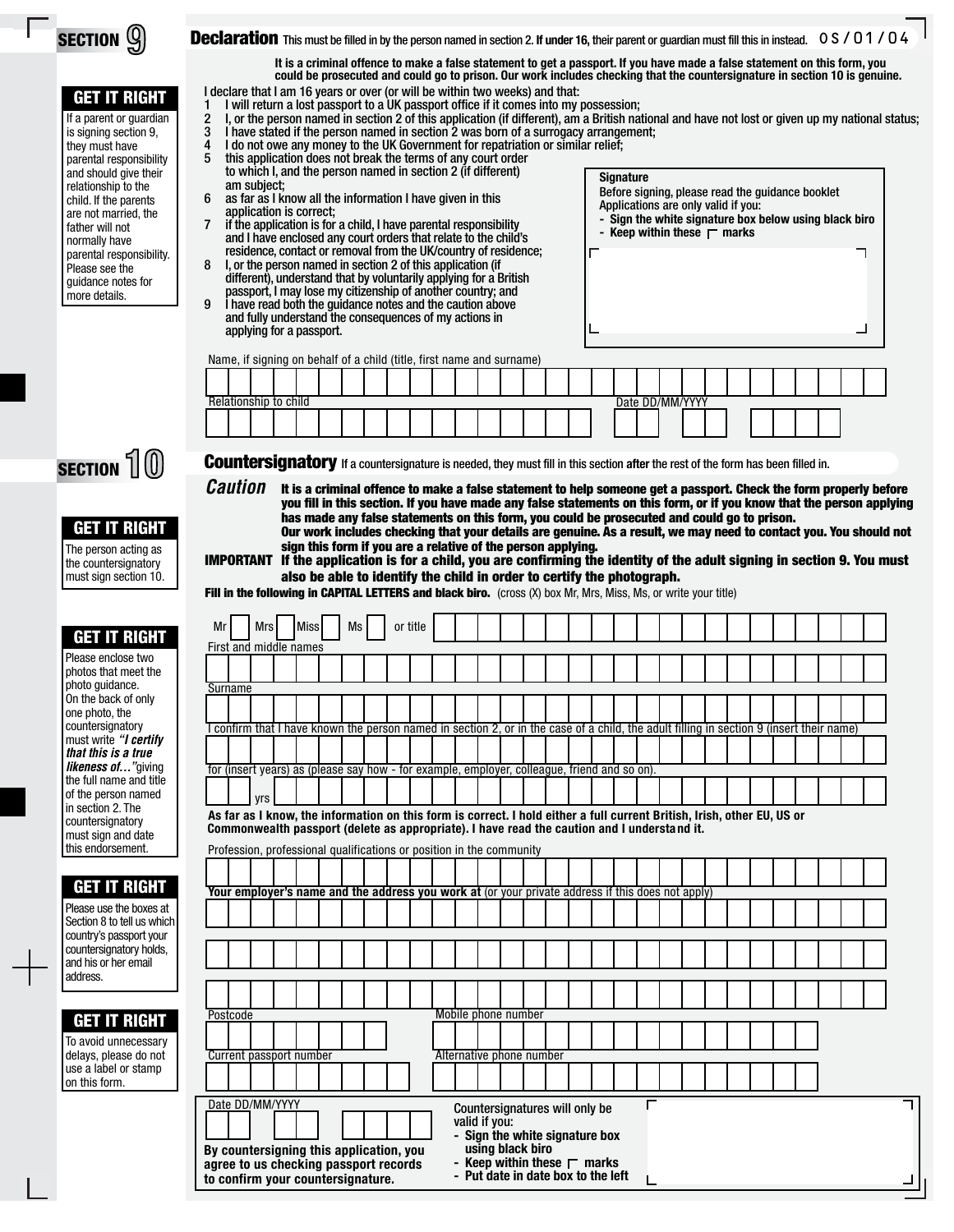## SECTION 9

**GET IT RIGHT**

If a parent or guardian is signing section 9, they must have parental responsibility and should give their relationship to the child. If the parents are not married, the father will not normally have parental responsibility. Please see the guidance notes for more details.

### Declaration

This must be filled in by the person named in section 2. **If under 16,** their parent or guardian must fill this in instead.

OS/01/04

**It is a criminal offence to make a false statement to get a passport. If you have made a false statement on this form, you could be prosecuted and could go to prison. Our work includes checking that the countersignature in section 10 is genuine.**

I declare that I am 16 years or over (or will be within two weeks) and that:

1. I will return a lost passport to a UK passport office if it comes into my possession;
2. I, or the person named in section 2 of this application (if different), am a British national and have not lost or given up my national status;
3. I have stated if the person named in section 2 was born of a surrogacy arrangement;
4. I do not owe any money to the UK Government for repatriation or similar relief;
5. this application does not break the terms of any court order to which I, and the person named in section 2 (if different) am subject;
6. as far as I know all the information I have given in this application is correct;
7. if the application is for a child, I have parental responsibility and I have enclosed any court orders that relate to the child's residence, contact or removal from the UK/country of residence;
8. I, or the person named in section 2 of this application (if different), understand that by voluntarily applying for a British passport, I may lose my citizenship of another country; and
9. I have read both the guidance notes and the caution above and fully understand the consequences of my actions in applying for a passport.

**Signature**

Before signing, please read the guidance booklet

Applications are only valid if you:

- **Sign the white signature box below using black biro**
- **Keep within these ┌ marks**

Name, if signing on behalf of a child (title, first name and surname)

Relationship to child

Date DD/MM/YYYY

## SECTION 10

**GET IT RIGHT**

The person acting as the countersignatory must sign section 10.

**GET IT RIGHT**

Please enclose two photos that meet the photo guidance. On the back of only one photo, the countersignatory must write ***"I certify that this is a true likeness of…"*** giving the full name and title of the person named in section 2. The countersignatory must sign and date this endorsement.

**GET IT RIGHT**

Please use the boxes at Section 8 to tell us which country's passport your countersignatory holds, and his or her email address.

**GET IT RIGHT**

To avoid unnecessary delays, please do not use a label or stamp on this form.

### Countersignatory

If a countersignature is needed, they must fill in this section **after** the rest of the form has been filled in.

***Caution*** **It is a criminal offence to make a false statement to help someone get a passport. Check the form properly before you fill in this section. If you have made any false statements on this form, or if you know that the person applying has made any false statements on this form, you could be prosecuted and could go to prison. Our work includes checking that your details are genuine. As a result, we may need to contact you. You should not sign this form if you are a relative of the person applying.**

**IMPORTANT If the application is for a child, you are confirming the identity of the adult signing in section 9. You must also be able to identify the child in order to certify the photograph.**

**Fill in the following in CAPITAL LETTERS and black biro.** (cross (X) box Mr, Mrs, Miss, Ms, or write your title)

Mr ☐ Mrs ☐ Miss ☐ Ms ☐ or title

First and middle names

Surname

I confirm that I have known the person named in section 2, or in the case of a child, the adult filling in section 9 (insert their name)

for (insert years) as (please say how - for example, employer, colleague, friend and so on).

yrs

**As far as I know, the information on this form is correct. I hold either a full current British, Irish, other EU, US or Commonwealth passport (delete as appropriate). I have read the caution and I understand it.**

Profession, professional qualifications or position in the community

**Your employer's name and the address you work at** (or your private address if this does not apply)

Postcode

Mobile phone number

Current passport number

Alternative phone number

Date DD/MM/YYYY

**By countersigning this application, you agree to us checking passport records to confirm your countersignature.**

Countersignatures will only be valid if you:

- **Sign the white signature box using black biro**
- **Keep within these ┌ marks**
- **Put date in date box to the left**